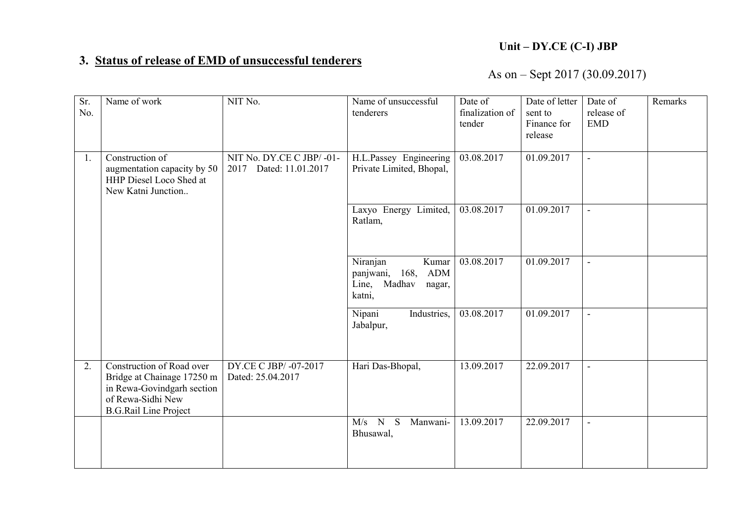**Unit – DY.CE (C-I) JBP**

### 3. Status of release of EMD of unsuccessful tenderers

As on – Sept 2017 (30.09.2017)

| Sr. No. | Name of work | NIT No. | Name of unsuccessful tenderers | Date of finalization of tender | Date of letter sent to Finance for release | Date of release of EMD | Remarks |
|---|---|---|---|---|---|---|---|
| 1. | Construction of augmentation capacity by 50 HHP Diesel Loco Shed at New Katni Junction.. | NIT No. DY.CE C JBP/ -01-2017 Dated: 11.01.2017 | H.L.Passey Engineering Private Limited, Bhopal, | 03.08.2017 | 01.09.2017 | - | |
| | | | Laxyo Energy Limited, Ratlam, | 03.08.2017 | 01.09.2017 | - | |
| | | | Niranjan Kumar panjwani, 168, ADM Line, Madhav nagar, katni, | 03.08.2017 | 01.09.2017 | - | |
| | | | Nipani Industries, Jabalpur, | 03.08.2017 | 01.09.2017 | - | |
| 2. | Construction of Road over Bridge at Chainage 17250 m in Rewa-Govindgarh section of Rewa-Sidhi New B.G.Rail Line Project | DY.CE C JBP/ -07-2017 Dated: 25.04.2017 | Hari Das-Bhopal, | 13.09.2017 | 22.09.2017 | - | |
| | | | M/s N S Manwani-Bhusawal, | 13.09.2017 | 22.09.2017 | - | |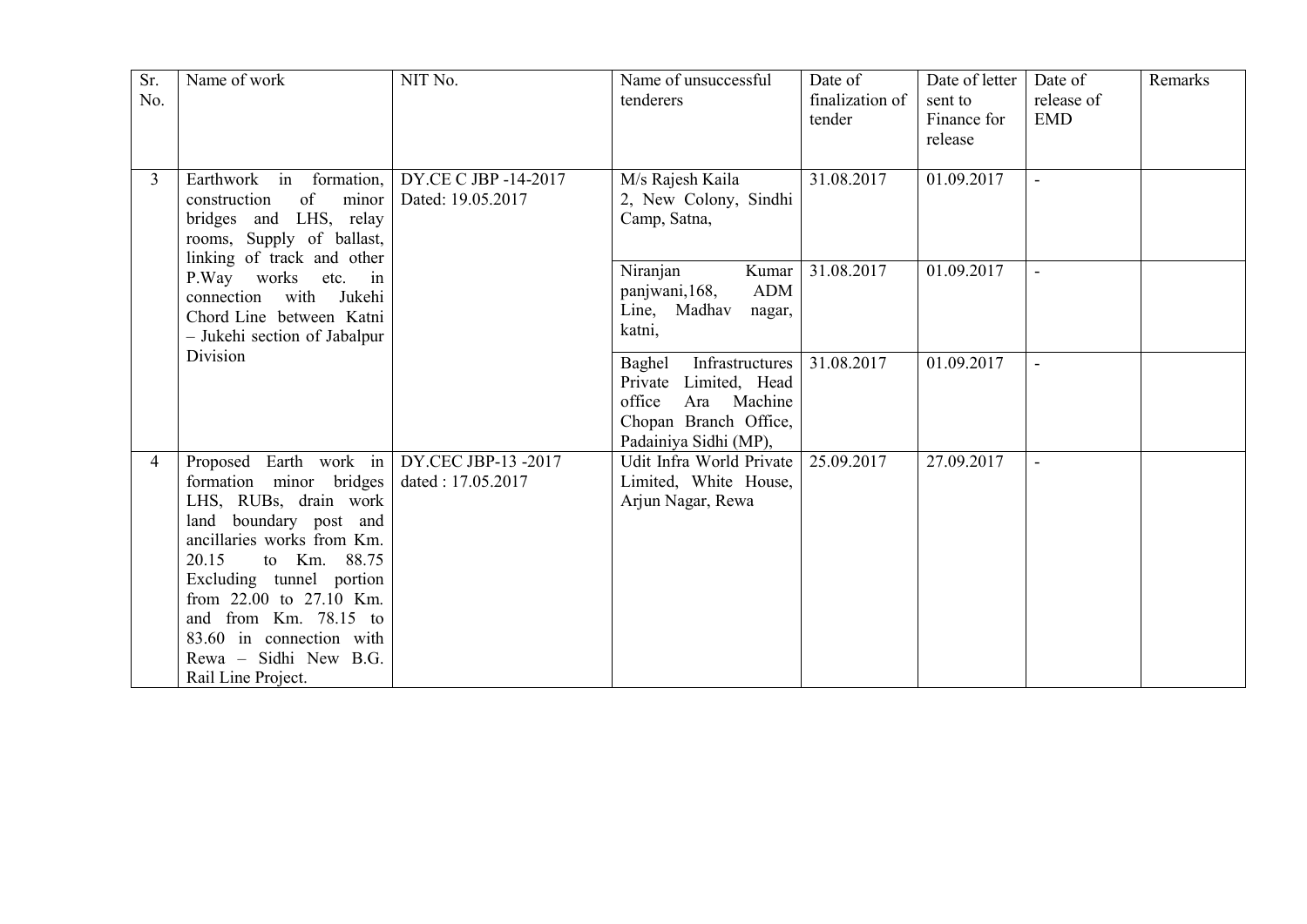| Sr. No. | Name of work | NIT No. | Name of unsuccessful tenderers | Date of finalization of tender | Date of letter sent to Finance for release | Date of release of EMD | Remarks |
|---|---|---|---|---|---|---|---|
| 3 | Earthwork in formation, construction of minor bridges and LHS, relay rooms, Supply of ballast, linking of track and other P.Way works etc. in connection with Jukehi Chord Line between Katni – Jukehi section of Jabalpur Division | DY.CE C JBP -14-2017 Dated: 19.05.2017 | M/s Rajesh Kaila 2, New Colony, Sindhi Camp, Satna, | 31.08.2017 | 01.09.2017 | - | |
| | | | Niranjan Kumar panjwani,168, ADM Line, Madhav nagar, katni, | 31.08.2017 | 01.09.2017 | - | |
| | | | Baghel Infrastructures Private Limited, Head office Ara Machine Chopan Branch Office, Padainiya Sidhi (MP), | 31.08.2017 | 01.09.2017 | - | |
| 4 | Proposed Earth work in formation minor bridges LHS, RUBs, drain work land boundary post and ancillaries works from Km. 20.15 to Km. 88.75 Excluding tunnel portion from 22.00 to 27.10 Km. and from Km. 78.15 to 83.60 in connection with Rewa – Sidhi New B.G. Rail Line Project. | DY.CEC JBP-13 -2017 dated : 17.05.2017 | Udit Infra World Private Limited, White House, Arjun Nagar, Rewa | 25.09.2017 | 27.09.2017 | - | |